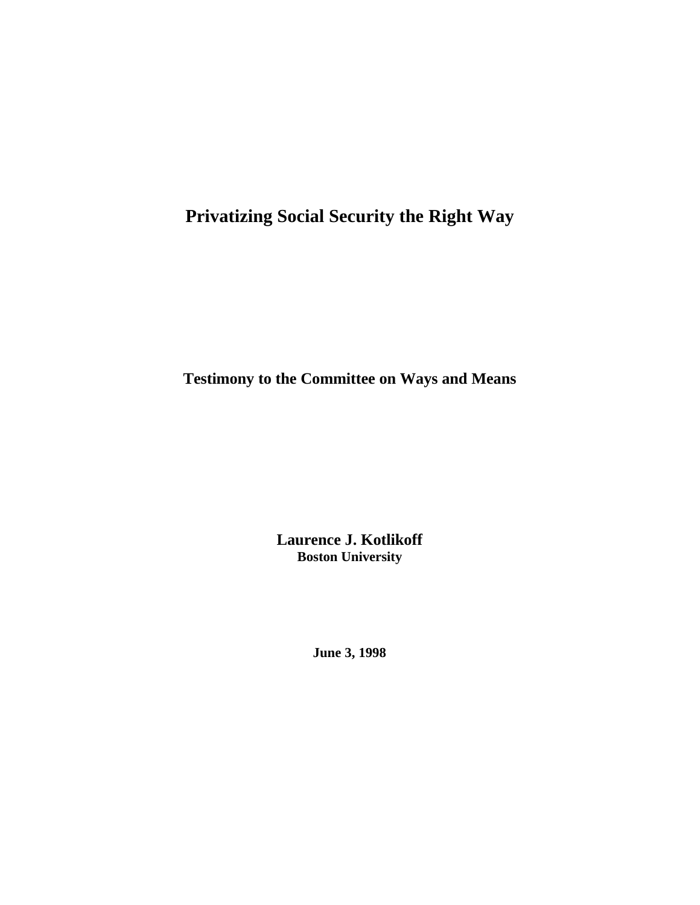# Privatizing Social Security the Right Way

**Testimony to the Committee on Ways and Means**

**Laurence J. Kotlikoff**
**Boston University**

**June 3, 1998**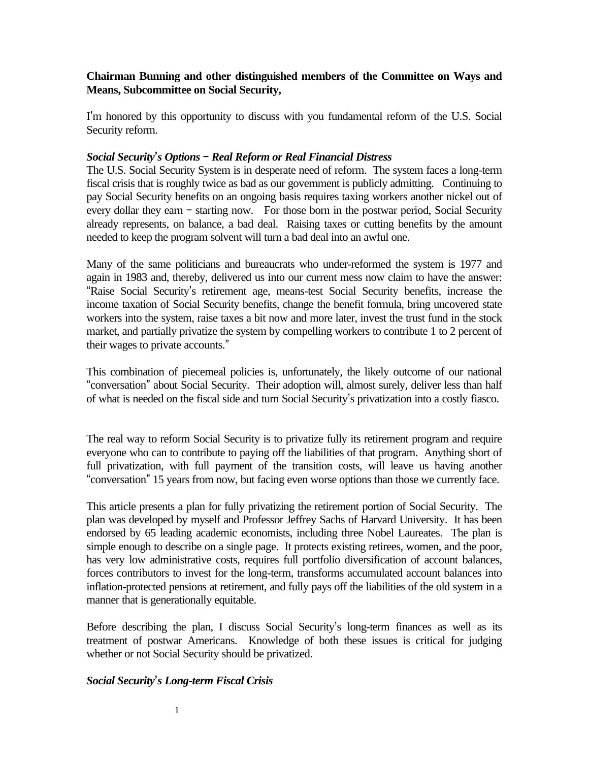**Chairman Bunning and other distinguished members of the Committee on Ways and Means, Subcommittee on Social Security,**

I'm honored by this opportunity to discuss with you fundamental reform of the U.S. Social Security reform.

***Social Security's Options – Real Reform or Real Financial Distress***

The U.S. Social Security System is in desperate need of reform. The system faces a long-term fiscal crisis that is roughly twice as bad as our government is publicly admitting. Continuing to pay Social Security benefits on an ongoing basis requires taxing workers another nickel out of every dollar they earn – starting now. For those born in the postwar period, Social Security already represents, on balance, a bad deal. Raising taxes or cutting benefits by the amount needed to keep the program solvent will turn a bad deal into an awful one.

Many of the same politicians and bureaucrats who under-reformed the system is 1977 and again in 1983 and, thereby, delivered us into our current mess now claim to have the answer: "Raise Social Security's retirement age, means-test Social Security benefits, increase the income taxation of Social Security benefits, change the benefit formula, bring uncovered state workers into the system, raise taxes a bit now and more later, invest the trust fund in the stock market, and partially privatize the system by compelling workers to contribute 1 to 2 percent of their wages to private accounts."

This combination of piecemeal policies is, unfortunately, the likely outcome of our national "conversation" about Social Security. Their adoption will, almost surely, deliver less than half of what is needed on the fiscal side and turn Social Security's privatization into a costly fiasco.

The real way to reform Social Security is to privatize fully its retirement program and require everyone who can to contribute to paying off the liabilities of that program. Anything short of full privatization, with full payment of the transition costs, will leave us having another "conversation" 15 years from now, but facing even worse options than those we currently face.

This article presents a plan for fully privatizing the retirement portion of Social Security. The plan was developed by myself and Professor Jeffrey Sachs of Harvard University. It has been endorsed by 65 leading academic economists, including three Nobel Laureates. The plan is simple enough to describe on a single page. It protects existing retirees, women, and the poor, has very low administrative costs, requires full portfolio diversification of account balances, forces contributors to invest for the long-term, transforms accumulated account balances into inflation-protected pensions at retirement, and fully pays off the liabilities of the old system in a manner that is generationally equitable.

Before describing the plan, I discuss Social Security's long-term finances as well as its treatment of postwar Americans. Knowledge of both these issues is critical for judging whether or not Social Security should be privatized.

***Social Security's Long-term Fiscal Crisis***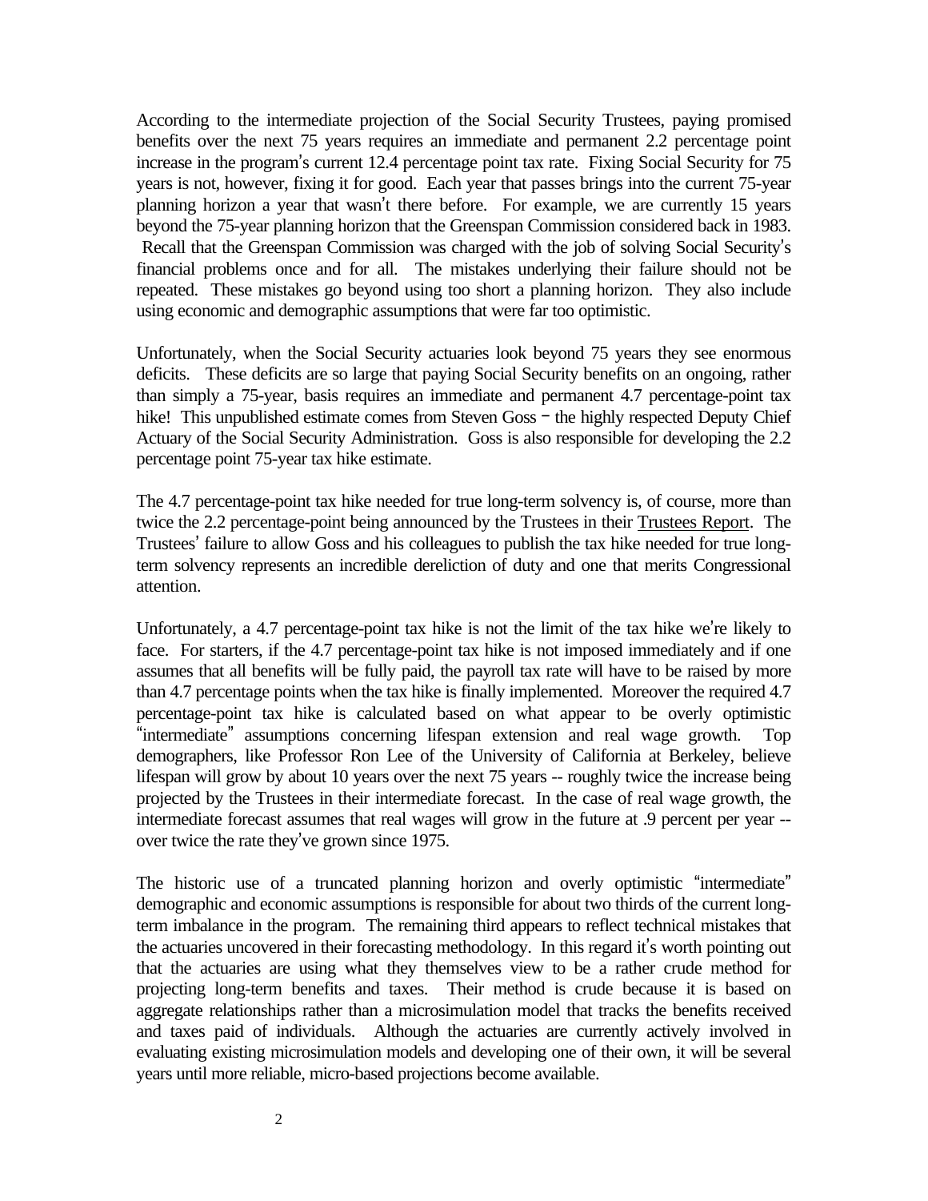According to the intermediate projection of the Social Security Trustees, paying promised benefits over the next 75 years requires an immediate and permanent 2.2 percentage point increase in the program's current 12.4 percentage point tax rate. Fixing Social Security for 75 years is not, however, fixing it for good. Each year that passes brings into the current 75-year planning horizon a year that wasn't there before. For example, we are currently 15 years beyond the 75-year planning horizon that the Greenspan Commission considered back in 1983. Recall that the Greenspan Commission was charged with the job of solving Social Security's financial problems once and for all. The mistakes underlying their failure should not be repeated. These mistakes go beyond using too short a planning horizon. They also include using economic and demographic assumptions that were far too optimistic.

Unfortunately, when the Social Security actuaries look beyond 75 years they see enormous deficits. These deficits are so large that paying Social Security benefits on an ongoing, rather than simply a 75-year, basis requires an immediate and permanent 4.7 percentage-point tax hike! This unpublished estimate comes from Steven Goss – the highly respected Deputy Chief Actuary of the Social Security Administration. Goss is also responsible for developing the 2.2 percentage point 75-year tax hike estimate.

The 4.7 percentage-point tax hike needed for true long-term solvency is, of course, more than twice the 2.2 percentage-point being announced by the Trustees in their Trustees Report. The Trustees' failure to allow Goss and his colleagues to publish the tax hike needed for true long-term solvency represents an incredible dereliction of duty and one that merits Congressional attention.

Unfortunately, a 4.7 percentage-point tax hike is not the limit of the tax hike we're likely to face. For starters, if the 4.7 percentage-point tax hike is not imposed immediately and if one assumes that all benefits will be fully paid, the payroll tax rate will have to be raised by more than 4.7 percentage points when the tax hike is finally implemented. Moreover the required 4.7 percentage-point tax hike is calculated based on what appear to be overly optimistic "intermediate" assumptions concerning lifespan extension and real wage growth. Top demographers, like Professor Ron Lee of the University of California at Berkeley, believe lifespan will grow by about 10 years over the next 75 years -- roughly twice the increase being projected by the Trustees in their intermediate forecast. In the case of real wage growth, the intermediate forecast assumes that real wages will grow in the future at .9 percent per year -- over twice the rate they've grown since 1975.

The historic use of a truncated planning horizon and overly optimistic "intermediate" demographic and economic assumptions is responsible for about two thirds of the current long-term imbalance in the program. The remaining third appears to reflect technical mistakes that the actuaries uncovered in their forecasting methodology. In this regard it's worth pointing out that the actuaries are using what they themselves view to be a rather crude method for projecting long-term benefits and taxes. Their method is crude because it is based on aggregate relationships rather than a microsimulation model that tracks the benefits received and taxes paid of individuals. Although the actuaries are currently actively involved in evaluating existing microsimulation models and developing one of their own, it will be several years until more reliable, micro-based projections become available.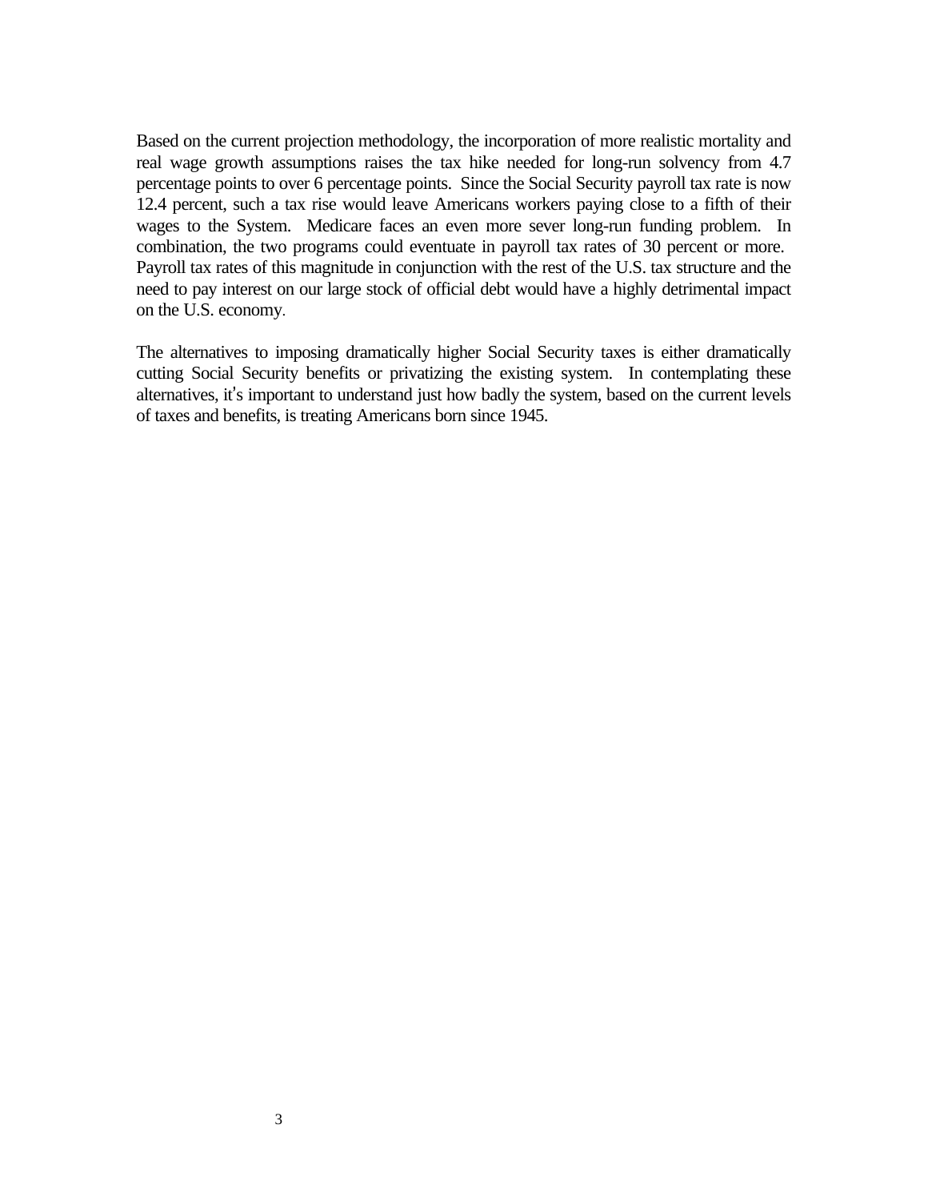Based on the current projection methodology, the incorporation of more realistic mortality and real wage growth assumptions raises the tax hike needed for long-run solvency from 4.7 percentage points to over 6 percentage points. Since the Social Security payroll tax rate is now 12.4 percent, such a tax rise would leave Americans workers paying close to a fifth of their wages to the System. Medicare faces an even more sever long-run funding problem. In combination, the two programs could eventuate in payroll tax rates of 30 percent or more. Payroll tax rates of this magnitude in conjunction with the rest of the U.S. tax structure and the need to pay interest on our large stock of official debt would have a highly detrimental impact on the U.S. economy.

The alternatives to imposing dramatically higher Social Security taxes is either dramatically cutting Social Security benefits or privatizing the existing system. In contemplating these alternatives, it's important to understand just how badly the system, based on the current levels of taxes and benefits, is treating Americans born since 1945.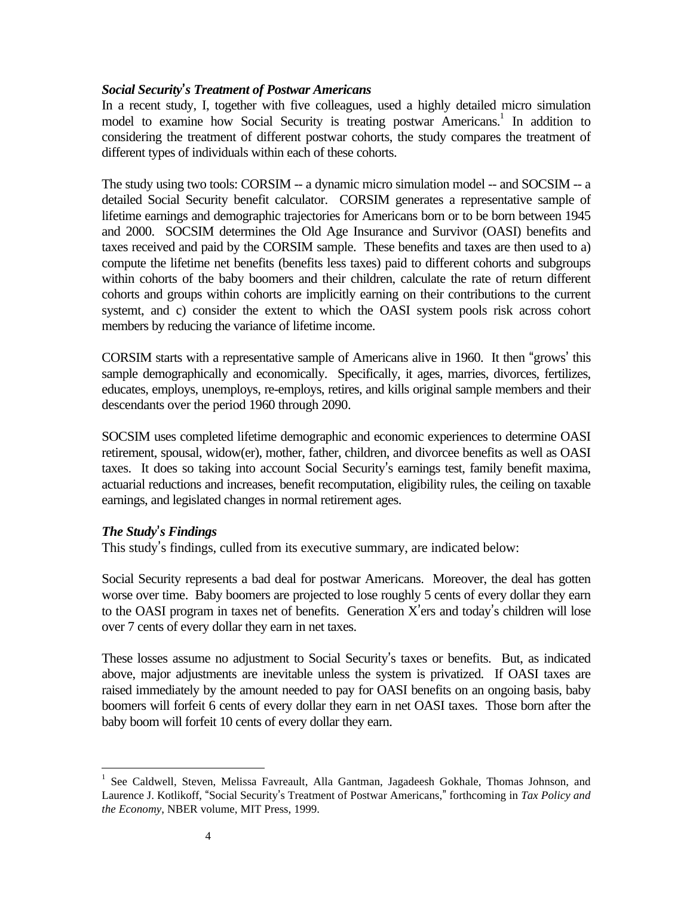### *Social Security's Treatment of Postwar Americans*

In a recent study, I, together with five colleagues, used a highly detailed micro simulation model to examine how Social Security is treating postwar Americans.[1] In addition to considering the treatment of different postwar cohorts, the study compares the treatment of different types of individuals within each of these cohorts.

The study using two tools: CORSIM -- a dynamic micro simulation model -- and SOCSIM -- a detailed Social Security benefit calculator. CORSIM generates a representative sample of lifetime earnings and demographic trajectories for Americans born or to be born between 1945 and 2000. SOCSIM determines the Old Age Insurance and Survivor (OASI) benefits and taxes received and paid by the CORSIM sample. These benefits and taxes are then used to a) compute the lifetime net benefits (benefits less taxes) paid to different cohorts and subgroups within cohorts of the baby boomers and their children, calculate the rate of return different cohorts and groups within cohorts are implicitly earning on their contributions to the current systemt, and c) consider the extent to which the OASI system pools risk across cohort members by reducing the variance of lifetime income.

CORSIM starts with a representative sample of Americans alive in 1960. It then "grows' this sample demographically and economically. Specifically, it ages, marries, divorces, fertilizes, educates, employs, unemploys, re-employs, retires, and kills original sample members and their descendants over the period 1960 through 2090.

SOCSIM uses completed lifetime demographic and economic experiences to determine OASI retirement, spousal, widow(er), mother, father, children, and divorcee benefits as well as OASI taxes. It does so taking into account Social Security's earnings test, family benefit maxima, actuarial reductions and increases, benefit recomputation, eligibility rules, the ceiling on taxable earnings, and legislated changes in normal retirement ages.

### *The Study's Findings*

This study's findings, culled from its executive summary, are indicated below:

Social Security represents a bad deal for postwar Americans. Moreover, the deal has gotten worse over time. Baby boomers are projected to lose roughly 5 cents of every dollar they earn to the OASI program in taxes net of benefits. Generation X'ers and today's children will lose over 7 cents of every dollar they earn in net taxes.

These losses assume no adjustment to Social Security's taxes or benefits. But, as indicated above, major adjustments are inevitable unless the system is privatized. If OASI taxes are raised immediately by the amount needed to pay for OASI benefits on an ongoing basis, baby boomers will forfeit 6 cents of every dollar they earn in net OASI taxes. Those born after the baby boom will forfeit 10 cents of every dollar they earn.

---

[1] See Caldwell, Steven, Melissa Favreault, Alla Gantman, Jagadeesh Gokhale, Thomas Johnson, and Laurence J. Kotlikoff, "Social Security's Treatment of Postwar Americans," forthcoming in *Tax Policy and the Economy*, NBER volume, MIT Press, 1999.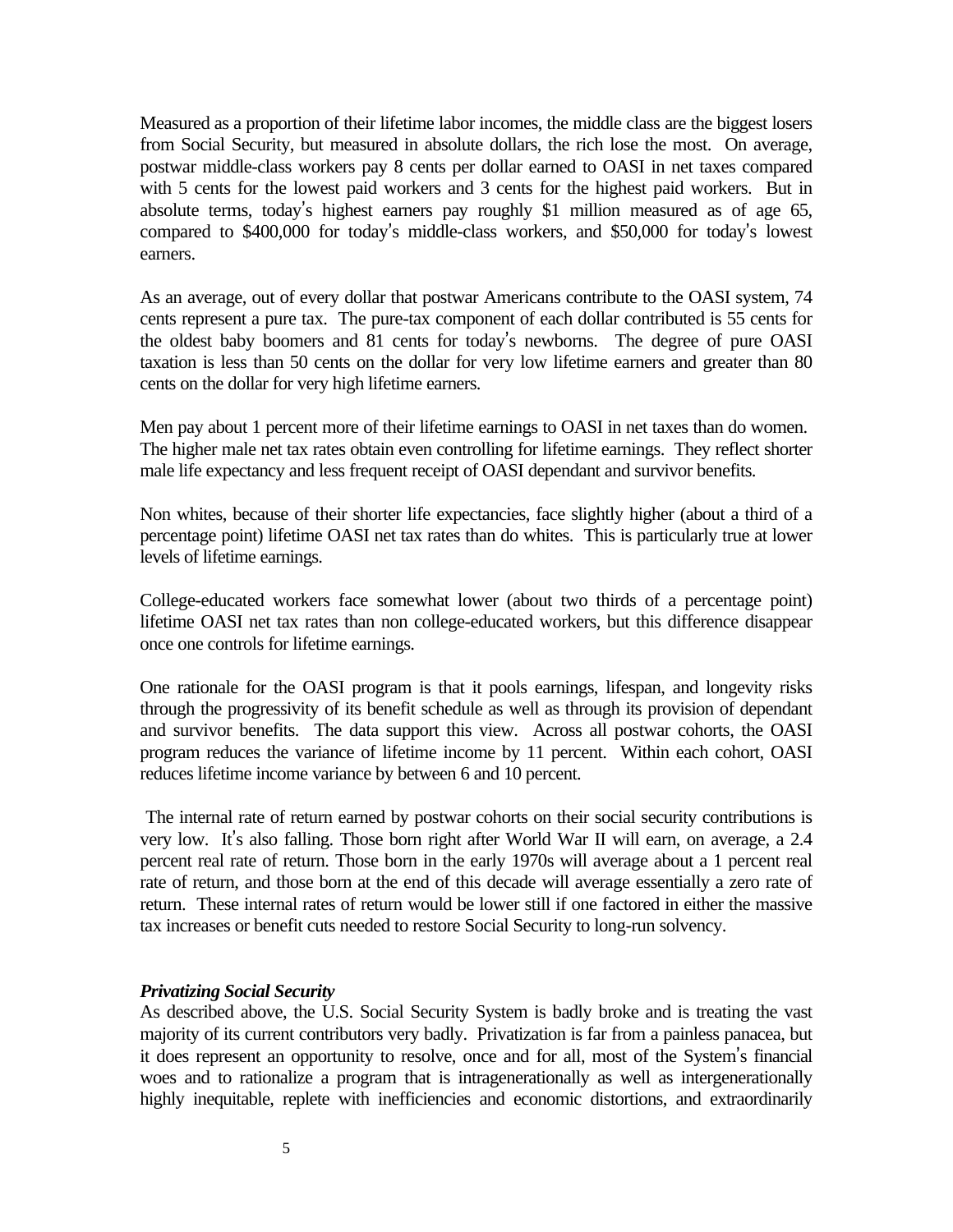Measured as a proportion of their lifetime labor incomes, the middle class are the biggest losers from Social Security, but measured in absolute dollars, the rich lose the most. On average, postwar middle-class workers pay 8 cents per dollar earned to OASI in net taxes compared with 5 cents for the lowest paid workers and 3 cents for the highest paid workers. But in absolute terms, today's highest earners pay roughly $1 million measured as of age 65, compared to $400,000 for today's middle-class workers, and $50,000 for today's lowest earners.

As an average, out of every dollar that postwar Americans contribute to the OASI system, 74 cents represent a pure tax. The pure-tax component of each dollar contributed is 55 cents for the oldest baby boomers and 81 cents for today's newborns. The degree of pure OASI taxation is less than 50 cents on the dollar for very low lifetime earners and greater than 80 cents on the dollar for very high lifetime earners.

Men pay about 1 percent more of their lifetime earnings to OASI in net taxes than do women. The higher male net tax rates obtain even controlling for lifetime earnings. They reflect shorter male life expectancy and less frequent receipt of OASI dependant and survivor benefits.

Non whites, because of their shorter life expectancies, face slightly higher (about a third of a percentage point) lifetime OASI net tax rates than do whites. This is particularly true at lower levels of lifetime earnings.

College-educated workers face somewhat lower (about two thirds of a percentage point) lifetime OASI net tax rates than non college-educated workers, but this difference disappear once one controls for lifetime earnings.

One rationale for the OASI program is that it pools earnings, lifespan, and longevity risks through the progressivity of its benefit schedule as well as through its provision of dependant and survivor benefits. The data support this view. Across all postwar cohorts, the OASI program reduces the variance of lifetime income by 11 percent. Within each cohort, OASI reduces lifetime income variance by between 6 and 10 percent.

The internal rate of return earned by postwar cohorts on their social security contributions is very low. It's also falling. Those born right after World War II will earn, on average, a 2.4 percent real rate of return. Those born in the early 1970s will average about a 1 percent real rate of return, and those born at the end of this decade will average essentially a zero rate of return. These internal rates of return would be lower still if one factored in either the massive tax increases or benefit cuts needed to restore Social Security to long-run solvency.

***Privatizing Social Security***

As described above, the U.S. Social Security System is badly broke and is treating the vast majority of its current contributors very badly. Privatization is far from a painless panacea, but it does represent an opportunity to resolve, once and for all, most of the System's financial woes and to rationalize a program that is intragenerationally as well as intergenerationally highly inequitable, replete with inefficiencies and economic distortions, and extraordinarily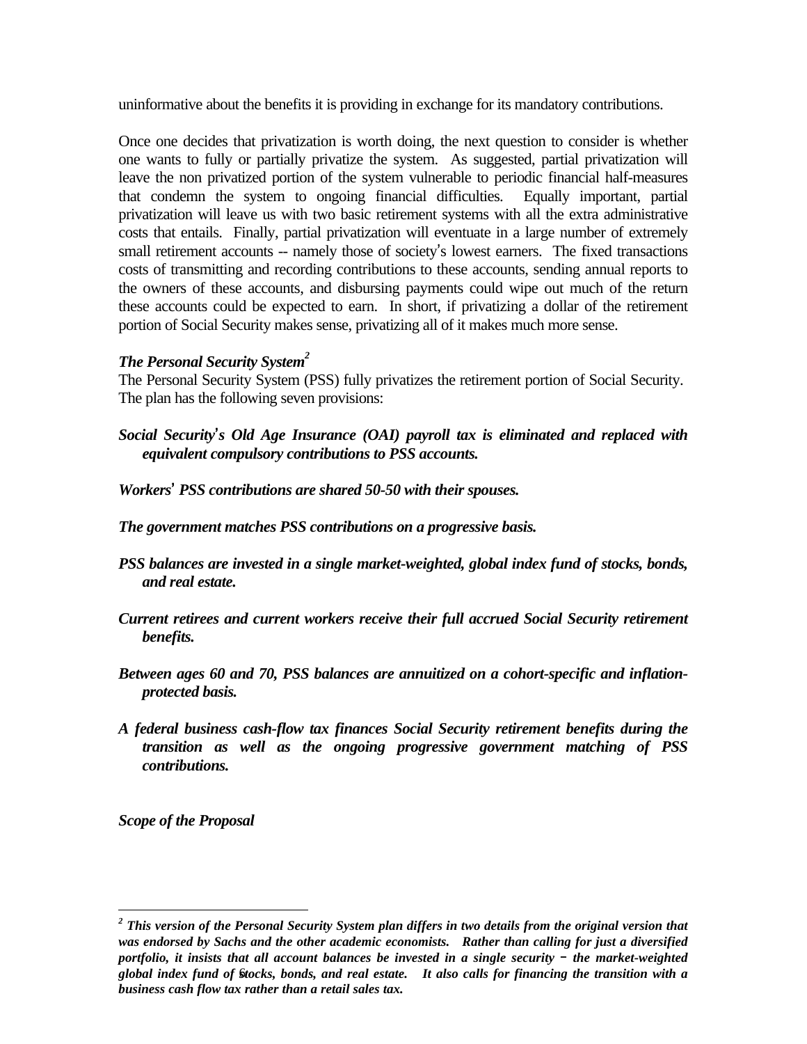uninformative about the benefits it is providing in exchange for its mandatory contributions.

Once one decides that privatization is worth doing, the next question to consider is whether one wants to fully or partially privatize the system. As suggested, partial privatization will leave the non privatized portion of the system vulnerable to periodic financial half-measures that condemn the system to ongoing financial difficulties. Equally important, partial privatization will leave us with two basic retirement systems with all the extra administrative costs that entails. Finally, partial privatization will eventuate in a large number of extremely small retirement accounts -- namely those of society's lowest earners. The fixed transactions costs of transmitting and recording contributions to these accounts, sending annual reports to the owners of these accounts, and disbursing payments could wipe out much of the return these accounts could be expected to earn. In short, if privatizing a dollar of the retirement portion of Social Security makes sense, privatizing all of it makes much more sense.

### *The Personal Security System*[2]

The Personal Security System (PSS) fully privatizes the retirement portion of Social Security. The plan has the following seven provisions:

***Social Security's Old Age Insurance (OAI) payroll tax is eliminated and replaced with equivalent compulsory contributions to PSS accounts.***

***Workers' PSS contributions are shared 50-50 with their spouses.***

***The government matches PSS contributions on a progressive basis.***

***PSS balances are invested in a single market-weighted, global index fund of stocks, bonds, and real estate.***

***Current retirees and current workers receive their full accrued Social Security retirement benefits.***

***Between ages 60 and 70, PSS balances are annuitized on a cohort-specific and inflation-protected basis.***

***A federal business cash-flow tax finances Social Security retirement benefits during the transition as well as the ongoing progressive government matching of PSS contributions.***

### *Scope of the Proposal*

---

***[2] This version of the Personal Security System plan differs in two details from the original version that was endorsed by Sachs and the other academic economists. Rather than calling for just a diversified portfolio, it insists that all account balances be invested in a single security – the market-weighted global index fund of stocks, bonds, and real estate. It also calls for financing the transition with a business cash flow tax rather than a retail sales tax.***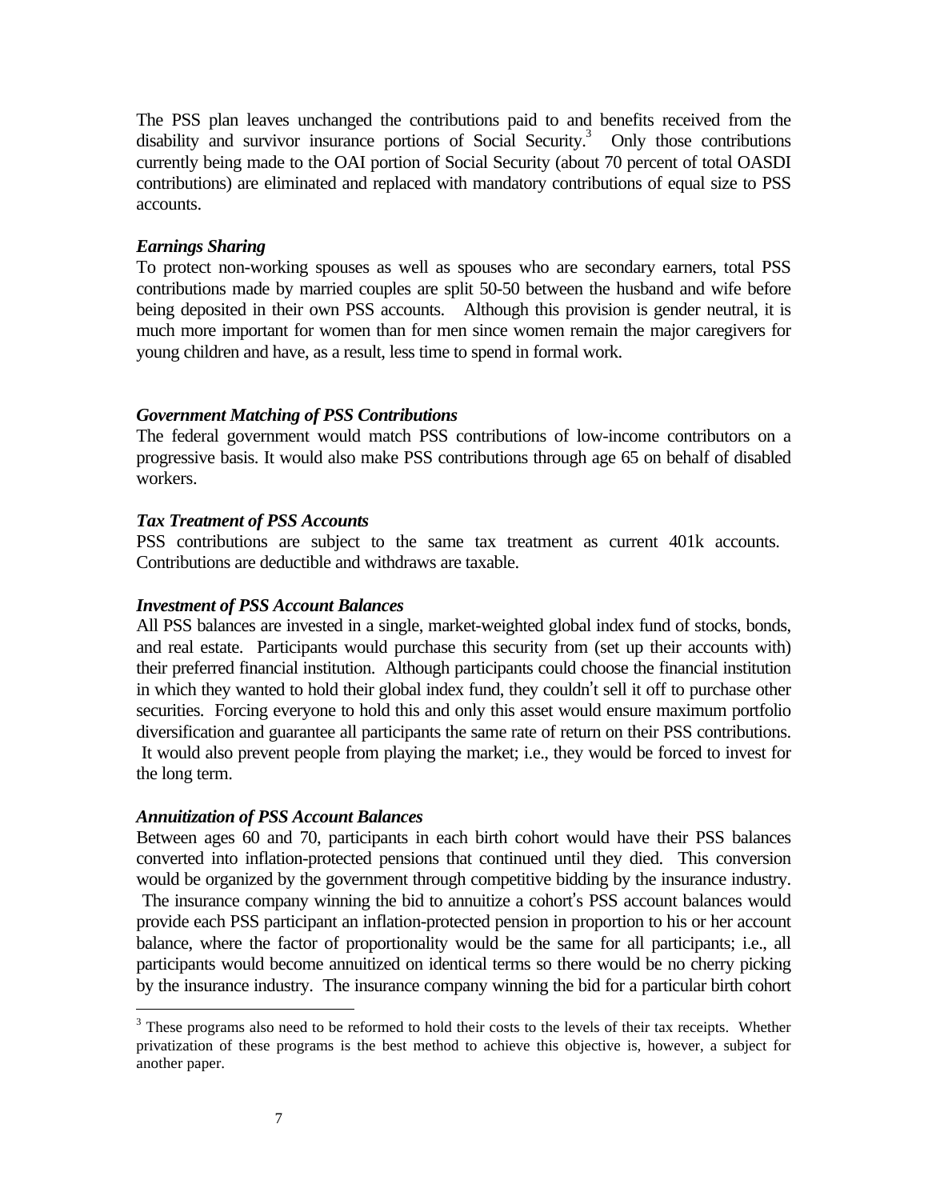The PSS plan leaves unchanged the contributions paid to and benefits received from the disability and survivor insurance portions of Social Security.[3] Only those contributions currently being made to the OAI portion of Social Security (about 70 percent of total OASDI contributions) are eliminated and replaced with mandatory contributions of equal size to PSS accounts.

***Earnings Sharing***

To protect non-working spouses as well as spouses who are secondary earners, total PSS contributions made by married couples are split 50-50 between the husband and wife before being deposited in their own PSS accounts. Although this provision is gender neutral, it is much more important for women than for men since women remain the major caregivers for young children and have, as a result, less time to spend in formal work.

***Government Matching of PSS Contributions***

The federal government would match PSS contributions of low-income contributors on a progressive basis. It would also make PSS contributions through age 65 on behalf of disabled workers.

***Tax Treatment of PSS Accounts***

PSS contributions are subject to the same tax treatment as current 401k accounts. Contributions are deductible and withdraws are taxable.

***Investment of PSS Account Balances***

All PSS balances are invested in a single, market-weighted global index fund of stocks, bonds, and real estate. Participants would purchase this security from (set up their accounts with) their preferred financial institution. Although participants could choose the financial institution in which they wanted to hold their global index fund, they couldn't sell it off to purchase other securities. Forcing everyone to hold this and only this asset would ensure maximum portfolio diversification and guarantee all participants the same rate of return on their PSS contributions. It would also prevent people from playing the market; i.e., they would be forced to invest for the long term.

***Annuitization of PSS Account Balances***

Between ages 60 and 70, participants in each birth cohort would have their PSS balances converted into inflation-protected pensions that continued until they died. This conversion would be organized by the government through competitive bidding by the insurance industry. The insurance company winning the bid to annuitize a cohort's PSS account balances would provide each PSS participant an inflation-protected pension in proportion to his or her account balance, where the factor of proportionality would be the same for all participants; i.e., all participants would become annuitized on identical terms so there would be no cherry picking by the insurance industry. The insurance company winning the bid for a particular birth cohort

[3] These programs also need to be reformed to hold their costs to the levels of their tax receipts. Whether privatization of these programs is the best method to achieve this objective is, however, a subject for another paper.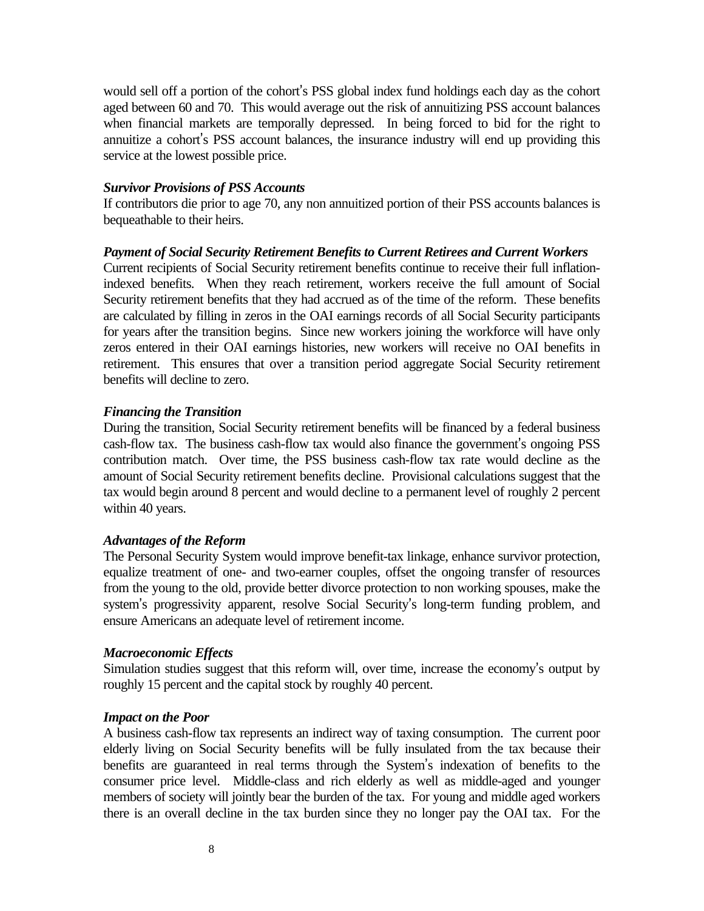would sell off a portion of the cohort's PSS global index fund holdings each day as the cohort aged between 60 and 70. This would average out the risk of annuitizing PSS account balances when financial markets are temporally depressed. In being forced to bid for the right to annuitize a cohort's PSS account balances, the insurance industry will end up providing this service at the lowest possible price.

***Survivor Provisions of PSS Accounts***

If contributors die prior to age 70, any non annuitized portion of their PSS accounts balances is bequeathable to their heirs.

***Payment of Social Security Retirement Benefits to Current Retirees and Current Workers***

Current recipients of Social Security retirement benefits continue to receive their full inflation-indexed benefits. When they reach retirement, workers receive the full amount of Social Security retirement benefits that they had accrued as of the time of the reform. These benefits are calculated by filling in zeros in the OAI earnings records of all Social Security participants for years after the transition begins. Since new workers joining the workforce will have only zeros entered in their OAI earnings histories, new workers will receive no OAI benefits in retirement. This ensures that over a transition period aggregate Social Security retirement benefits will decline to zero.

***Financing the Transition***

During the transition, Social Security retirement benefits will be financed by a federal business cash-flow tax. The business cash-flow tax would also finance the government's ongoing PSS contribution match. Over time, the PSS business cash-flow tax rate would decline as the amount of Social Security retirement benefits decline. Provisional calculations suggest that the tax would begin around 8 percent and would decline to a permanent level of roughly 2 percent within 40 years.

***Advantages of the Reform***

The Personal Security System would improve benefit-tax linkage, enhance survivor protection, equalize treatment of one- and two-earner couples, offset the ongoing transfer of resources from the young to the old, provide better divorce protection to non working spouses, make the system's progressivity apparent, resolve Social Security's long-term funding problem, and ensure Americans an adequate level of retirement income.

***Macroeconomic Effects***

Simulation studies suggest that this reform will, over time, increase the economy's output by roughly 15 percent and the capital stock by roughly 40 percent.

***Impact on the Poor***

A business cash-flow tax represents an indirect way of taxing consumption. The current poor elderly living on Social Security benefits will be fully insulated from the tax because their benefits are guaranteed in real terms through the System's indexation of benefits to the consumer price level. Middle-class and rich elderly as well as middle-aged and younger members of society will jointly bear the burden of the tax. For young and middle aged workers there is an overall decline in the tax burden since they no longer pay the OAI tax. For the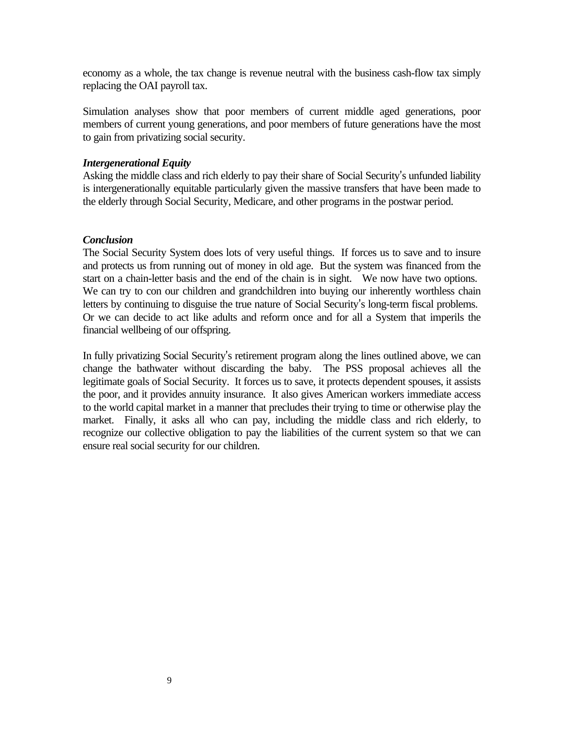economy as a whole, the tax change is revenue neutral with the business cash-flow tax simply replacing the OAI payroll tax.

Simulation analyses show that poor members of current middle aged generations, poor members of current young generations, and poor members of future generations have the most to gain from privatizing social security.

***Intergenerational Equity***

Asking the middle class and rich elderly to pay their share of Social Security's unfunded liability is intergenerationally equitable particularly given the massive transfers that have been made to the elderly through Social Security, Medicare, and other programs in the postwar period.

***Conclusion***

The Social Security System does lots of very useful things. If forces us to save and to insure and protects us from running out of money in old age. But the system was financed from the start on a chain-letter basis and the end of the chain is in sight. We now have two options. We can try to con our children and grandchildren into buying our inherently worthless chain letters by continuing to disguise the true nature of Social Security's long-term fiscal problems. Or we can decide to act like adults and reform once and for all a System that imperils the financial wellbeing of our offspring.

In fully privatizing Social Security's retirement program along the lines outlined above, we can change the bathwater without discarding the baby. The PSS proposal achieves all the legitimate goals of Social Security. It forces us to save, it protects dependent spouses, it assists the poor, and it provides annuity insurance. It also gives American workers immediate access to the world capital market in a manner that precludes their trying to time or otherwise play the market. Finally, it asks all who can pay, including the middle class and rich elderly, to recognize our collective obligation to pay the liabilities of the current system so that we can ensure real social security for our children.